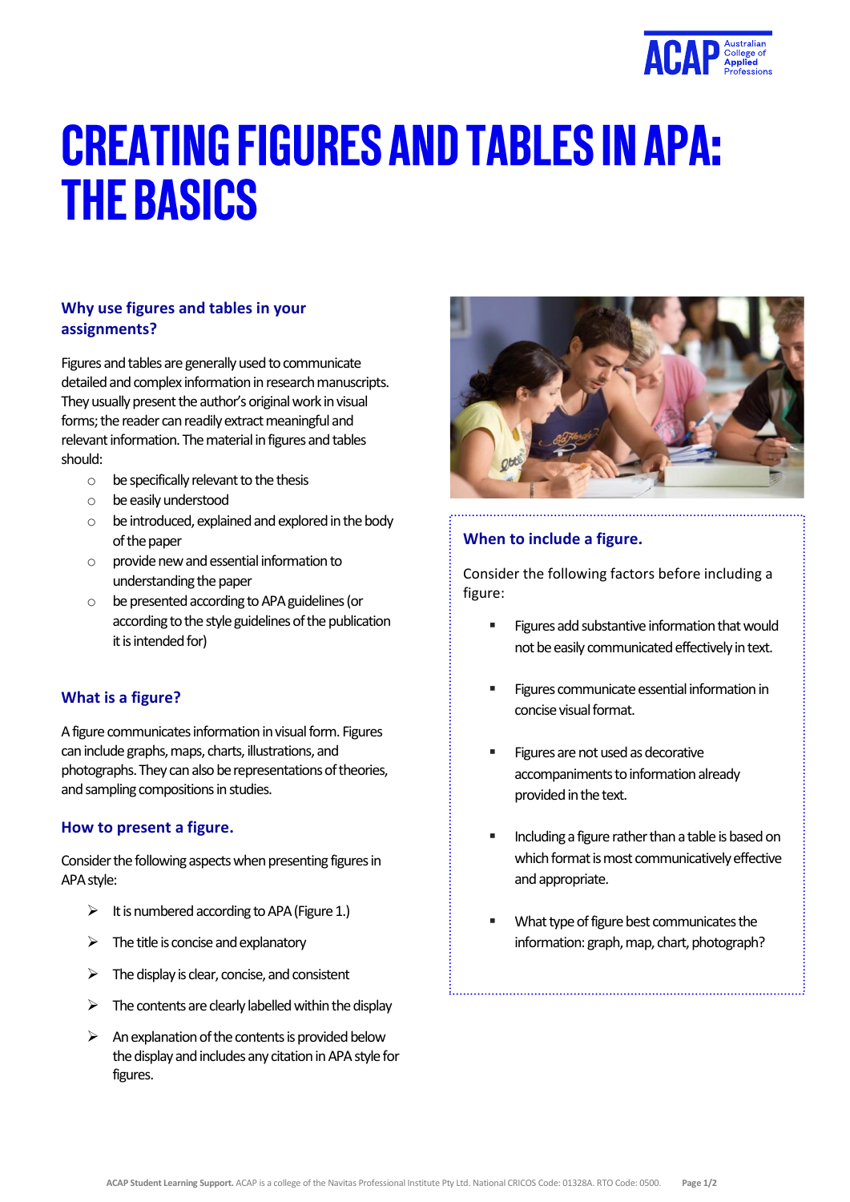# CREATING FIGURES AND TABLES IN APA: THE BASICS

## Why use figures and tables in your assignments?

Figures and tables are generally used to communicate detailed and complex information in research manuscripts. They usually present the author's original work in visual forms; the reader can readily extract meaningful and relevant information. The material in figures and tables should:

- be specifically relevant to the thesis
- be easily understood
- be introduced, explained and explored in the body of the paper
- provide new and essential information to understanding the paper
- be presented according to APA guidelines (or according to the style guidelines of the publication it is intended for)

## What is a figure?

A figure communicates information in visual form. Figures can include graphs, maps, charts, illustrations, and photographs. They can also be representations of theories, and sampling compositions in studies.

## How to present a figure.

Consider the following aspects when presenting figures in APA style:

- It is numbered according to APA (Figure 1.)
- The title is concise and explanatory
- The display is clear, concise, and consistent
- The contents are clearly labelled within the display
- An explanation of the contents is provided below the display and includes any citation in APA style for figures.

## When to include a figure.

Consider the following factors before including a figure:

- Figures add substantive information that would not be easily communicated effectively in text.
- Figures communicate essential information in concise visual format.
- Figures are not used as decorative accompaniments to information already provided in the text.
- Including a figure rather than a table is based on which format is most communicatively effective and appropriate.
- What type of figure best communicates the information: graph, map, chart, photograph?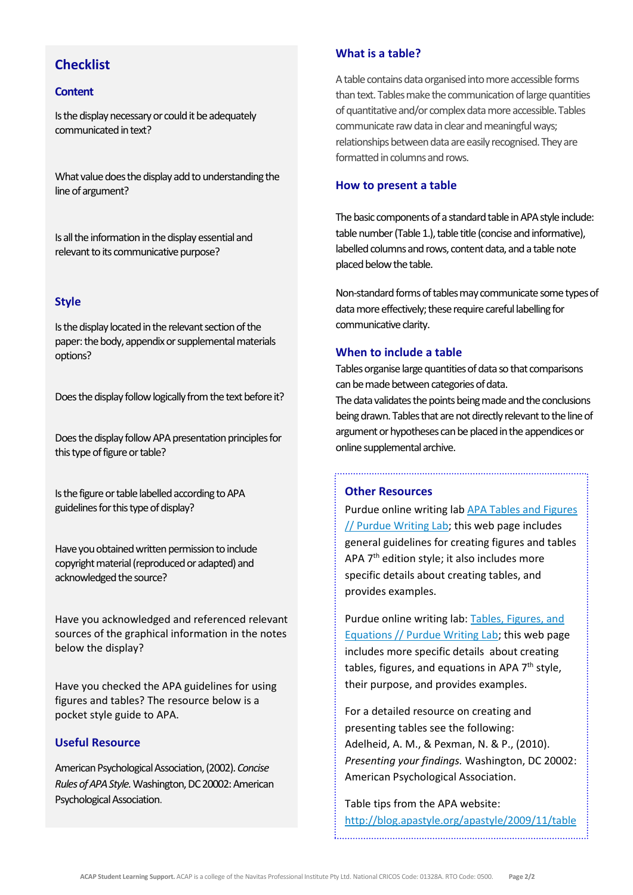## Checklist

### Content

Is the display necessary or could it be adequately communicated in text?

What value does the display add to understanding the line of argument?

Is all the information in the display essential and relevant to its communicative purpose?

### Style

Is the display located in the relevant section of the paper: the body, appendix or supplemental materials options?

Does the display follow logically from the text before it?

Does the display follow APA presentation principles for this type of figure or table?

Is the figure or table labelled according to APA guidelines for this type of display?

Have you obtained written permission to include copyright material (reproduced or adapted) and acknowledged the source?

Have you acknowledged and referenced relevant sources of the graphical information in the notes below the display?

Have you checked the APA guidelines for using figures and tables? The resource below is a pocket style guide to APA.

### Useful Resource

American Psychological Association, (2002). *Concise Rules of APA Style.* Washington, DC 20002: American Psychological Association.

## What is a table?

A table contains data organised into more accessible forms than text. Tables make the communication of large quantities of quantitative and/or complex data more accessible. Tables communicate raw data in clear and meaningful ways; relationships between data are easily recognised. They are formatted in columns and rows.

## How to present a table

The basic components of a standard table in APA style include: table number (Table 1.), table title (concise and informative), labelled columns and rows, content data, and a table note placed below the table.

Non-standard forms of tables may communicate some types of data more effectively; these require careful labelling for communicative clarity.

## When to include a table

Tables organise large quantities of data so that comparisons can be made between categories of data.
The data validates the points being made and the conclusions being drawn. Tables that are not directly relevant to the line of argument or hypotheses can be placed in the appendices or online supplemental archive.

### Other Resources

Purdue online writing lab [APA Tables and Figures // Purdue Writing Lab]; this web page includes general guidelines for creating figures and tables APA 7th edition style; it also includes more specific details about creating tables, and provides examples.

Purdue online writing lab: [Tables, Figures, and Equations // Purdue Writing Lab]; this web page includes more specific details about creating tables, figures, and equations in APA 7th style, their purpose, and provides examples.

For a detailed resource on creating and presenting tables see the following:
Adelheid, A. M., & Pexman, N. & P., (2010). *Presenting your findings.* Washington, DC 20002: American Psychological Association.

Table tips from the APA website:
http://blog.apastyle.org/apastyle/2009/11/table